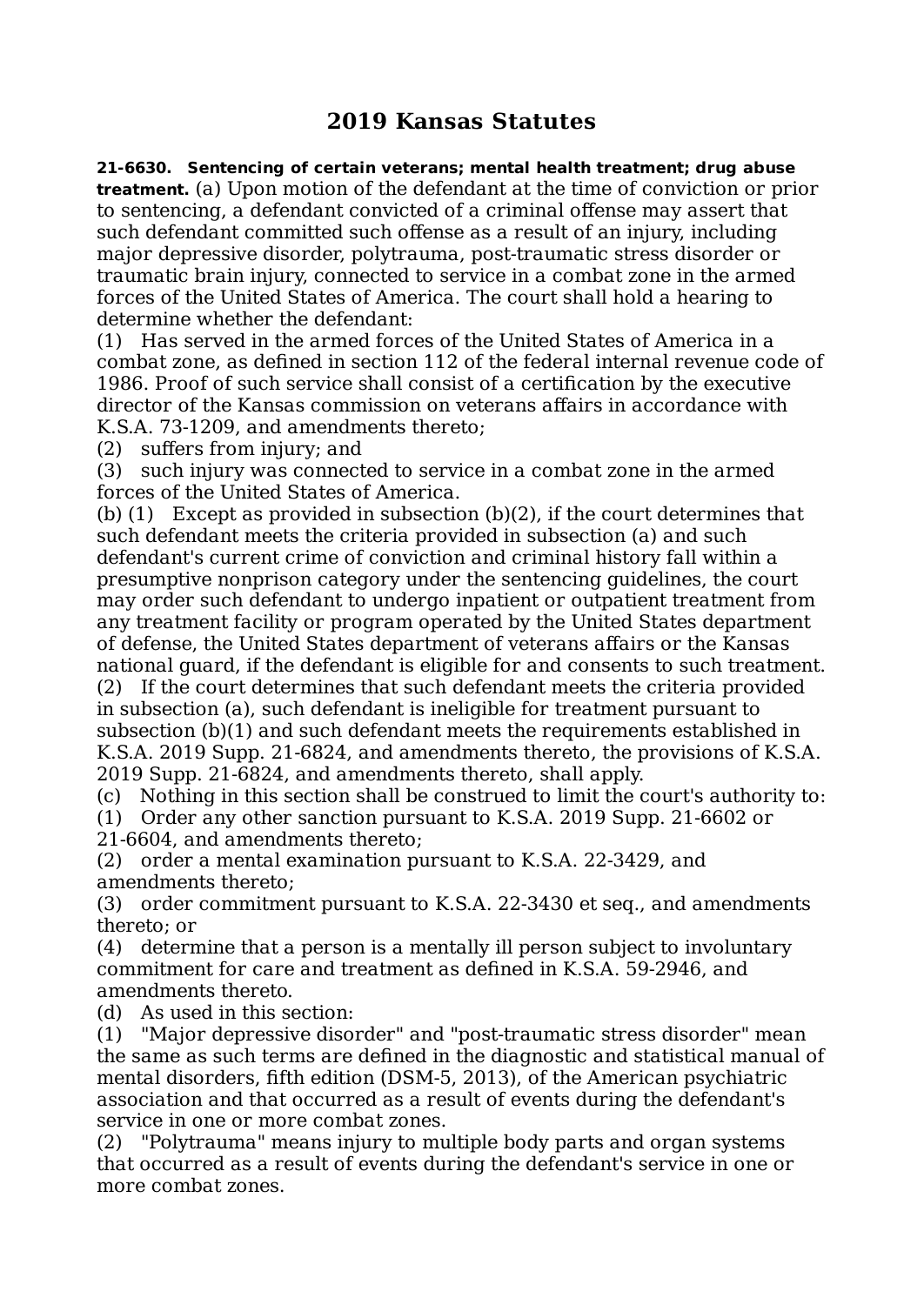# 2019 Kansas Statutes

**21-6630. Sentencing of certain veterans; mental health treatment; drug abuse treatment.** (a) Upon motion of the defendant at the time of conviction or prior to sentencing, a defendant convicted of a criminal offense may assert that such defendant committed such offense as a result of an injury, including major depressive disorder, polytrauma, post-traumatic stress disorder or traumatic brain injury, connected to service in a combat zone in the armed forces of the United States of America. The court shall hold a hearing to determine whether the defendant:

(1) Has served in the armed forces of the United States of America in a combat zone, as defined in section 112 of the federal internal revenue code of 1986. Proof of such service shall consist of a certification by the executive director of the Kansas commission on veterans affairs in accordance with K.S.A. 73-1209, and amendments thereto;

(2) suffers from injury; and

(3) such injury was connected to service in a combat zone in the armed forces of the United States of America.

(b) (1) Except as provided in subsection (b)(2), if the court determines that such defendant meets the criteria provided in subsection (a) and such defendant's current crime of conviction and criminal history fall within a presumptive nonprison category under the sentencing guidelines, the court may order such defendant to undergo inpatient or outpatient treatment from any treatment facility or program operated by the United States department of defense, the United States department of veterans affairs or the Kansas national guard, if the defendant is eligible for and consents to such treatment.

(2) If the court determines that such defendant meets the criteria provided in subsection (a), such defendant is ineligible for treatment pursuant to subsection (b)(1) and such defendant meets the requirements established in K.S.A. 2019 Supp. 21-6824, and amendments thereto, the provisions of K.S.A. 2019 Supp. 21-6824, and amendments thereto, shall apply.

(c) Nothing in this section shall be construed to limit the court's authority to:

(1) Order any other sanction pursuant to K.S.A. 2019 Supp. 21-6602 or 21-6604, and amendments thereto;

(2) order a mental examination pursuant to K.S.A. 22-3429, and amendments thereto;

(3) order commitment pursuant to K.S.A. 22-3430 et seq., and amendments thereto; or

(4) determine that a person is a mentally ill person subject to involuntary commitment for care and treatment as defined in K.S.A. 59-2946, and amendments thereto.

(d) As used in this section:

(1) "Major depressive disorder" and "post-traumatic stress disorder" mean the same as such terms are defined in the diagnostic and statistical manual of mental disorders, fifth edition (DSM-5, 2013), of the American psychiatric association and that occurred as a result of events during the defendant's service in one or more combat zones.

(2) "Polytrauma" means injury to multiple body parts and organ systems that occurred as a result of events during the defendant's service in one or more combat zones.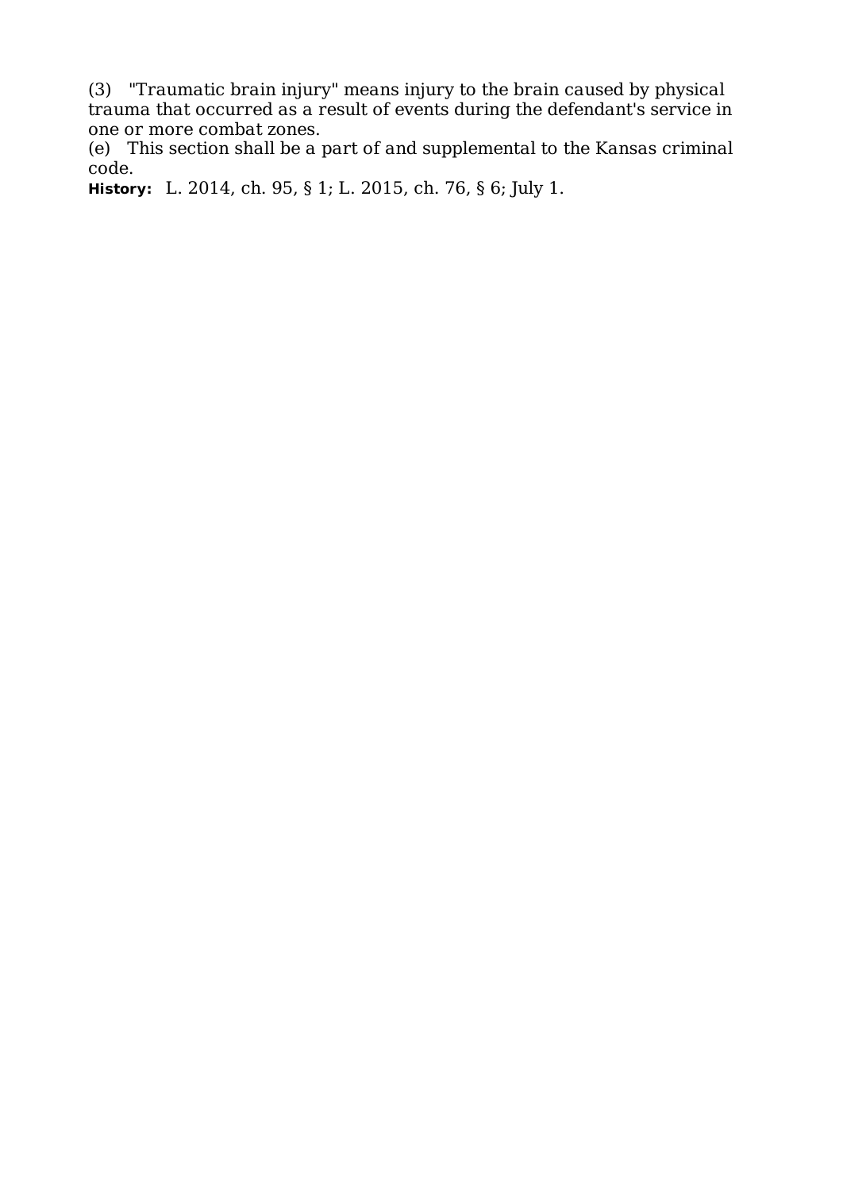(3) "Traumatic brain injury" means injury to the brain caused by physical trauma that occurred as a result of events during the defendant's service in one or more combat zones.

(e) This section shall be a part of and supplemental to the Kansas criminal code.

**History:** L. 2014, ch. 95, § 1; L. 2015, ch. 76, § 6; July 1.